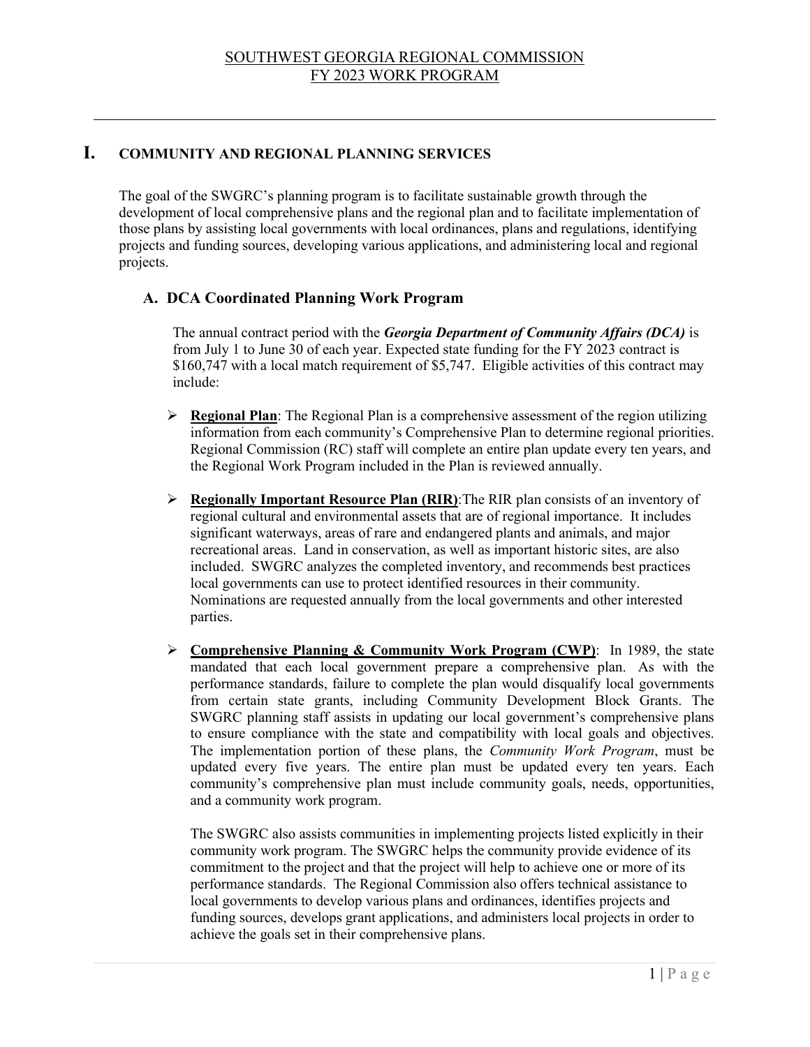SOUTHWEST GEORGIA REGIONAL COMMISSION
FY 2023 WORK PROGRAM

# I. COMMUNITY AND REGIONAL PLANNING SERVICES

The goal of the SWGRC's planning program is to facilitate sustainable growth through the development of local comprehensive plans and the regional plan and to facilitate implementation of those plans by assisting local governments with local ordinances, plans and regulations, identifying projects and funding sources, developing various applications, and administering local and regional projects.

## A. DCA Coordinated Planning Work Program

The annual contract period with the ***Georgia Department of Community Affairs (DCA)*** is from July 1 to June 30 of each year. Expected state funding for the FY 2023 contract is $160,747 with a local match requirement of $5,747. Eligible activities of this contract may include:

- **Regional Plan**: The Regional Plan is a comprehensive assessment of the region utilizing information from each community's Comprehensive Plan to determine regional priorities. Regional Commission (RC) staff will complete an entire plan update every ten years, and the Regional Work Program included in the Plan is reviewed annually.

- **Regionally Important Resource Plan (RIR)**:The RIR plan consists of an inventory of regional cultural and environmental assets that are of regional importance. It includes significant waterways, areas of rare and endangered plants and animals, and major recreational areas. Land in conservation, as well as important historic sites, are also included. SWGRC analyzes the completed inventory, and recommends best practices local governments can use to protect identified resources in their community. Nominations are requested annually from the local governments and other interested parties.

- **Comprehensive Planning & Community Work Program (CWP)**: In 1989, the state mandated that each local government prepare a comprehensive plan. As with the performance standards, failure to complete the plan would disqualify local governments from certain state grants, including Community Development Block Grants. The SWGRC planning staff assists in updating our local government's comprehensive plans to ensure compliance with the state and compatibility with local goals and objectives. The implementation portion of these plans, the *Community Work Program*, must be updated every five years. The entire plan must be updated every ten years. Each community's comprehensive plan must include community goals, needs, opportunities, and a community work program.

  The SWGRC also assists communities in implementing projects listed explicitly in their community work program. The SWGRC helps the community provide evidence of its commitment to the project and that the project will help to achieve one or more of its performance standards. The Regional Commission also offers technical assistance to local governments to develop various plans and ordinances, identifies projects and funding sources, develops grant applications, and administers local projects in order to achieve the goals set in their comprehensive plans.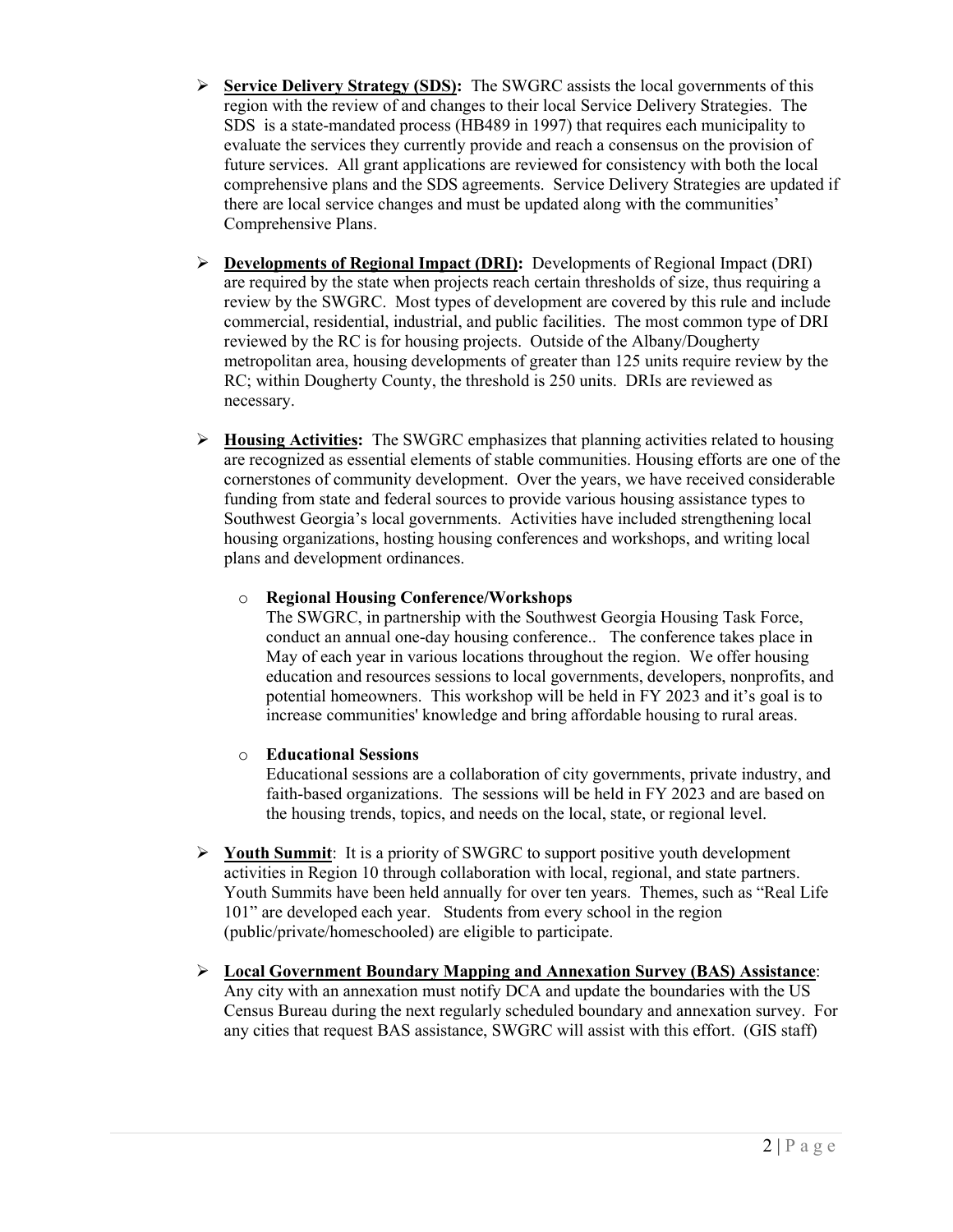- **Service Delivery Strategy (SDS):** The SWGRC assists the local governments of this region with the review of and changes to their local Service Delivery Strategies. The SDS is a state-mandated process (HB489 in 1997) that requires each municipality to evaluate the services they currently provide and reach a consensus on the provision of future services. All grant applications are reviewed for consistency with both the local comprehensive plans and the SDS agreements. Service Delivery Strategies are updated if there are local service changes and must be updated along with the communities' Comprehensive Plans.

- **Developments of Regional Impact (DRI):** Developments of Regional Impact (DRI) are required by the state when projects reach certain thresholds of size, thus requiring a review by the SWGRC. Most types of development are covered by this rule and include commercial, residential, industrial, and public facilities. The most common type of DRI reviewed by the RC is for housing projects. Outside of the Albany/Dougherty metropolitan area, housing developments of greater than 125 units require review by the RC; within Dougherty County, the threshold is 250 units. DRIs are reviewed as necessary.

- **Housing Activities:** The SWGRC emphasizes that planning activities related to housing are recognized as essential elements of stable communities. Housing efforts are one of the cornerstones of community development. Over the years, we have received considerable funding from state and federal sources to provide various housing assistance types to Southwest Georgia's local governments. Activities have included strengthening local housing organizations, hosting housing conferences and workshops, and writing local plans and development ordinances.

  - **Regional Housing Conference/Workshops**
    The SWGRC, in partnership with the Southwest Georgia Housing Task Force, conduct an annual one-day housing conference.. The conference takes place in May of each year in various locations throughout the region. We offer housing education and resources sessions to local governments, developers, nonprofits, and potential homeowners. This workshop will be held in FY 2023 and it's goal is to increase communities' knowledge and bring affordable housing to rural areas.

  - **Educational Sessions**
    Educational sessions are a collaboration of city governments, private industry, and faith-based organizations. The sessions will be held in FY 2023 and are based on the housing trends, topics, and needs on the local, state, or regional level.

- **Youth Summit**: It is a priority of SWGRC to support positive youth development activities in Region 10 through collaboration with local, regional, and state partners. Youth Summits have been held annually for over ten years. Themes, such as "Real Life 101" are developed each year. Students from every school in the region (public/private/homeschooled) are eligible to participate.

- **Local Government Boundary Mapping and Annexation Survey (BAS) Assistance**: Any city with an annexation must notify DCA and update the boundaries with the US Census Bureau during the next regularly scheduled boundary and annexation survey. For any cities that request BAS assistance, SWGRC will assist with this effort. (GIS staff)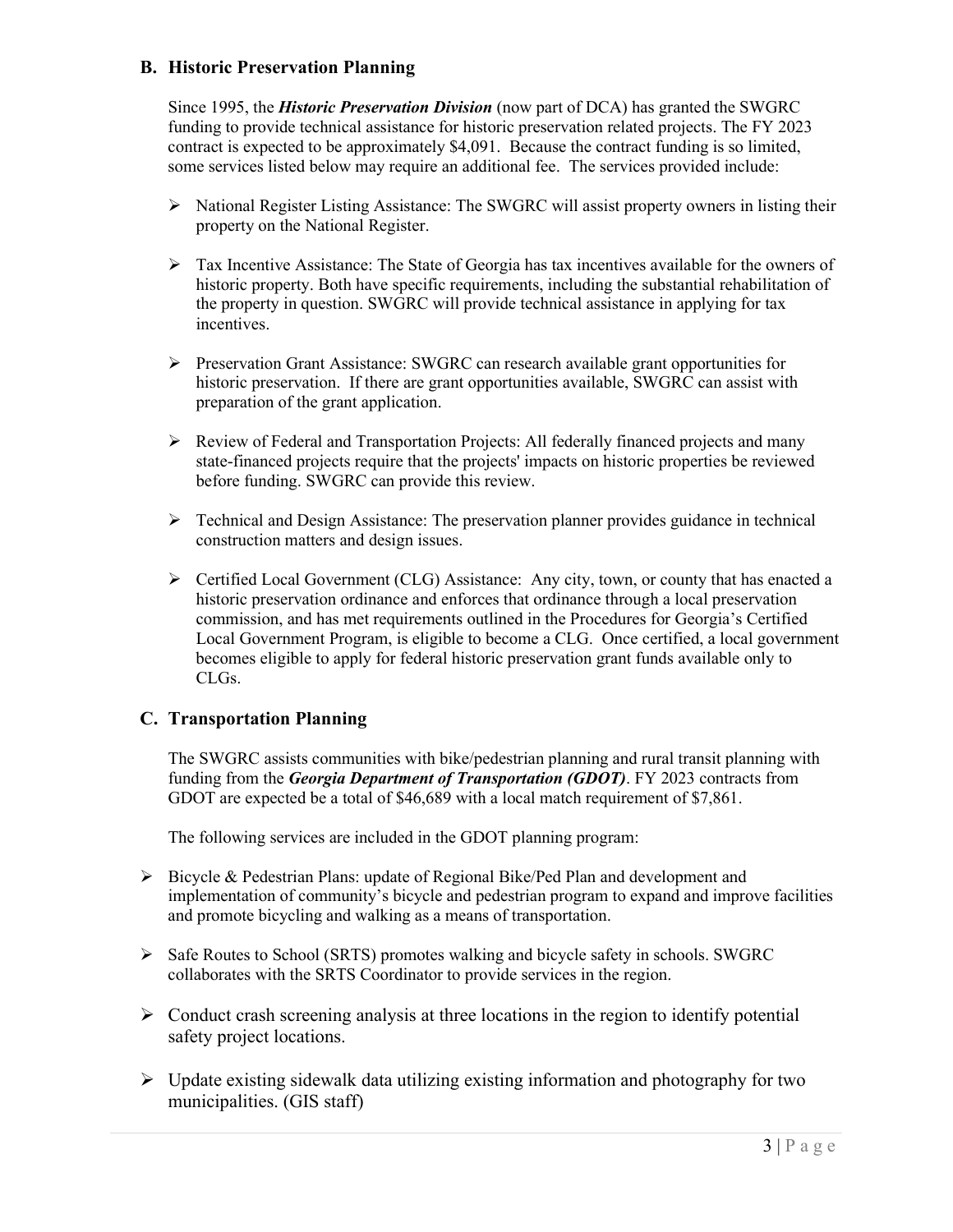## B. Historic Preservation Planning

Since 1995, the ***Historic Preservation Division*** (now part of DCA) has granted the SWGRC funding to provide technical assistance for historic preservation related projects. The FY 2023 contract is expected to be approximately $4,091. Because the contract funding is so limited, some services listed below may require an additional fee. The services provided include:

- National Register Listing Assistance: The SWGRC will assist property owners in listing their property on the National Register.
- Tax Incentive Assistance: The State of Georgia has tax incentives available for the owners of historic property. Both have specific requirements, including the substantial rehabilitation of the property in question. SWGRC will provide technical assistance in applying for tax incentives.
- Preservation Grant Assistance: SWGRC can research available grant opportunities for historic preservation. If there are grant opportunities available, SWGRC can assist with preparation of the grant application.
- Review of Federal and Transportation Projects: All federally financed projects and many state-financed projects require that the projects' impacts on historic properties be reviewed before funding. SWGRC can provide this review.
- Technical and Design Assistance: The preservation planner provides guidance in technical construction matters and design issues.
- Certified Local Government (CLG) Assistance: Any city, town, or county that has enacted a historic preservation ordinance and enforces that ordinance through a local preservation commission, and has met requirements outlined in the Procedures for Georgia's Certified Local Government Program, is eligible to become a CLG. Once certified, a local government becomes eligible to apply for federal historic preservation grant funds available only to CLGs.

## C. Transportation Planning

The SWGRC assists communities with bike/pedestrian planning and rural transit planning with funding from the ***Georgia Department of Transportation (GDOT)***. FY 2023 contracts from GDOT are expected be a total of $46,689 with a local match requirement of $7,861.

The following services are included in the GDOT planning program:

- Bicycle & Pedestrian Plans: update of Regional Bike/Ped Plan and development and implementation of community's bicycle and pedestrian program to expand and improve facilities and promote bicycling and walking as a means of transportation.
- Safe Routes to School (SRTS) promotes walking and bicycle safety in schools. SWGRC collaborates with the SRTS Coordinator to provide services in the region.
- Conduct crash screening analysis at three locations in the region to identify potential safety project locations.
- Update existing sidewalk data utilizing existing information and photography for two municipalities. (GIS staff)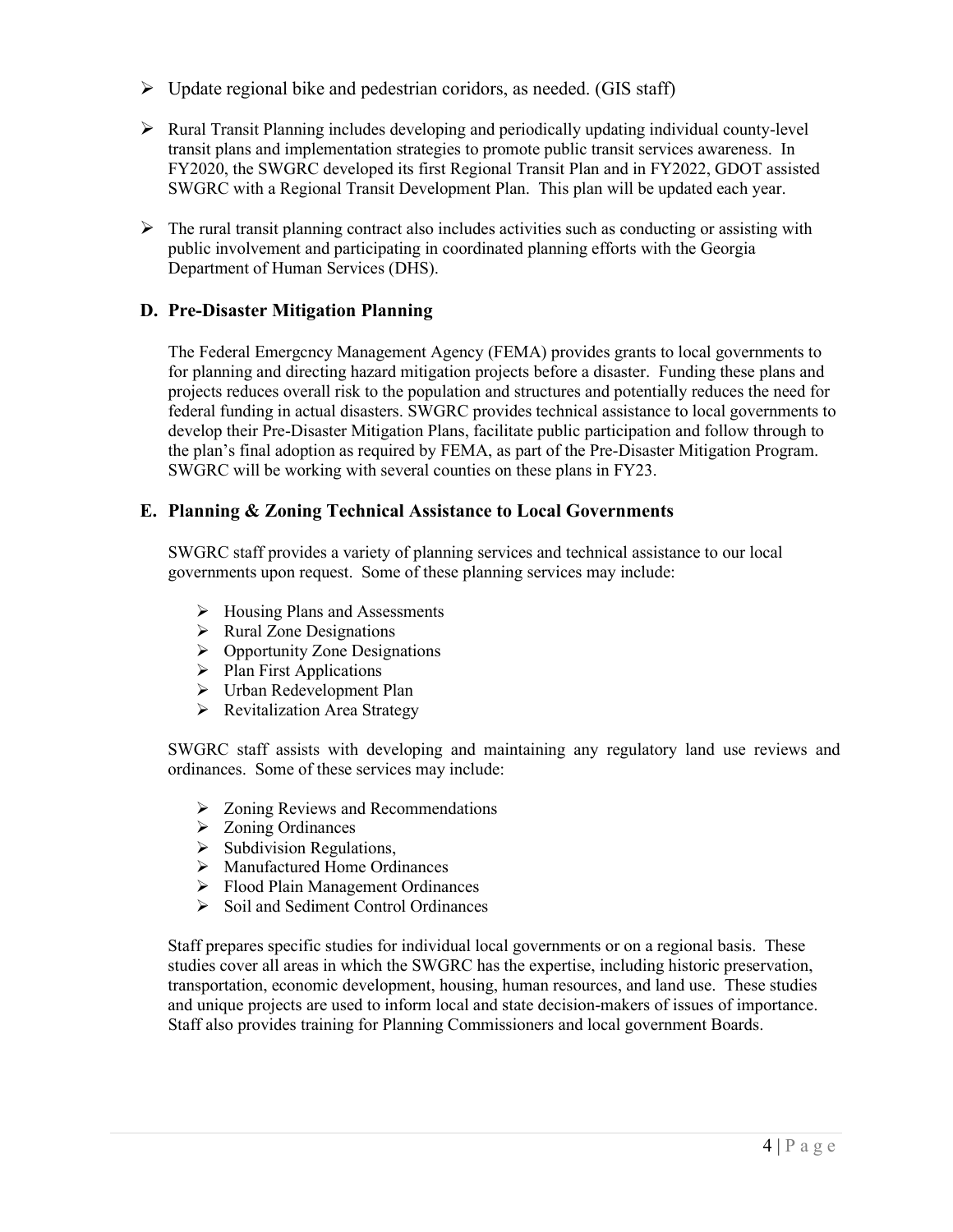- Update regional bike and pedestrian coridors, as needed. (GIS staff)

- Rural Transit Planning includes developing and periodically updating individual county-level transit plans and implementation strategies to promote public transit services awareness. In FY2020, the SWGRC developed its first Regional Transit Plan and in FY2022, GDOT assisted SWGRC with a Regional Transit Development Plan. This plan will be updated each year.

- The rural transit planning contract also includes activities such as conducting or assisting with public involvement and participating in coordinated planning efforts with the Georgia Department of Human Services (DHS).

## D. Pre-Disaster Mitigation Planning

The Federal Emergcncy Management Agency (FEMA) provides grants to local governments to for planning and directing hazard mitigation projects before a disaster. Funding these plans and projects reduces overall risk to the population and structures and potentially reduces the need for federal funding in actual disasters. SWGRC provides technical assistance to local governments to develop their Pre-Disaster Mitigation Plans, facilitate public participation and follow through to the plan's final adoption as required by FEMA, as part of the Pre-Disaster Mitigation Program. SWGRC will be working with several counties on these plans in FY23.

## E. Planning & Zoning Technical Assistance to Local Governments

SWGRC staff provides a variety of planning services and technical assistance to our local governments upon request. Some of these planning services may include:

- Housing Plans and Assessments
- Rural Zone Designations
- Opportunity Zone Designations
- Plan First Applications
- Urban Redevelopment Plan
- Revitalization Area Strategy

SWGRC staff assists with developing and maintaining any regulatory land use reviews and ordinances. Some of these services may include:

- Zoning Reviews and Recommendations
- Zoning Ordinances
- Subdivision Regulations,
- Manufactured Home Ordinances
- Flood Plain Management Ordinances
- Soil and Sediment Control Ordinances

Staff prepares specific studies for individual local governments or on a regional basis. These studies cover all areas in which the SWGRC has the expertise, including historic preservation, transportation, economic development, housing, human resources, and land use. These studies and unique projects are used to inform local and state decision-makers of issues of importance. Staff also provides training for Planning Commissioners and local government Boards.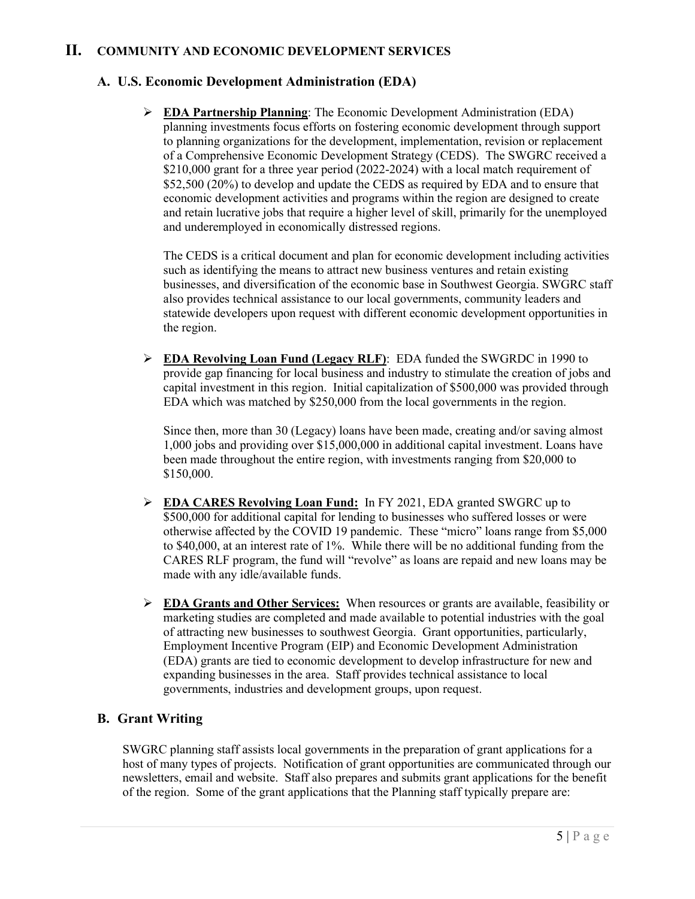# II. COMMUNITY AND ECONOMIC DEVELOPMENT SERVICES

## A. U.S. Economic Development Administration (EDA)

- **EDA Partnership Planning**: The Economic Development Administration (EDA) planning investments focus efforts on fostering economic development through support to planning organizations for the development, implementation, revision or replacement of a Comprehensive Economic Development Strategy (CEDS). The SWGRC received a $210,000 grant for a three year period (2022-2024) with a local match requirement of $52,500 (20%) to develop and update the CEDS as required by EDA and to ensure that economic development activities and programs within the region are designed to create and retain lucrative jobs that require a higher level of skill, primarily for the unemployed and underemployed in economically distressed regions.

  The CEDS is a critical document and plan for economic development including activities such as identifying the means to attract new business ventures and retain existing businesses, and diversification of the economic base in Southwest Georgia. SWGRC staff also provides technical assistance to our local governments, community leaders and statewide developers upon request with different economic development opportunities in the region.

- **EDA Revolving Loan Fund (Legacy RLF)**: EDA funded the SWGRDC in 1990 to provide gap financing for local business and industry to stimulate the creation of jobs and capital investment in this region. Initial capitalization of $500,000 was provided through EDA which was matched by $250,000 from the local governments in the region.

  Since then, more than 30 (Legacy) loans have been made, creating and/or saving almost 1,000 jobs and providing over $15,000,000 in additional capital investment. Loans have been made throughout the entire region, with investments ranging from $20,000 to $150,000.

- **EDA CARES Revolving Loan Fund:** In FY 2021, EDA granted SWGRC up to $500,000 for additional capital for lending to businesses who suffered losses or were otherwise affected by the COVID 19 pandemic. These "micro" loans range from $5,000 to $40,000, at an interest rate of 1%. While there will be no additional funding from the CARES RLF program, the fund will "revolve" as loans are repaid and new loans may be made with any idle/available funds.

- **EDA Grants and Other Services:** When resources or grants are available, feasibility or marketing studies are completed and made available to potential industries with the goal of attracting new businesses to southwest Georgia. Grant opportunities, particularly, Employment Incentive Program (EIP) and Economic Development Administration (EDA) grants are tied to economic development to develop infrastructure for new and expanding businesses in the area. Staff provides technical assistance to local governments, industries and development groups, upon request.

## B. Grant Writing

SWGRC planning staff assists local governments in the preparation of grant applications for a host of many types of projects. Notification of grant opportunities are communicated through our newsletters, email and website. Staff also prepares and submits grant applications for the benefit of the region. Some of the grant applications that the Planning staff typically prepare are: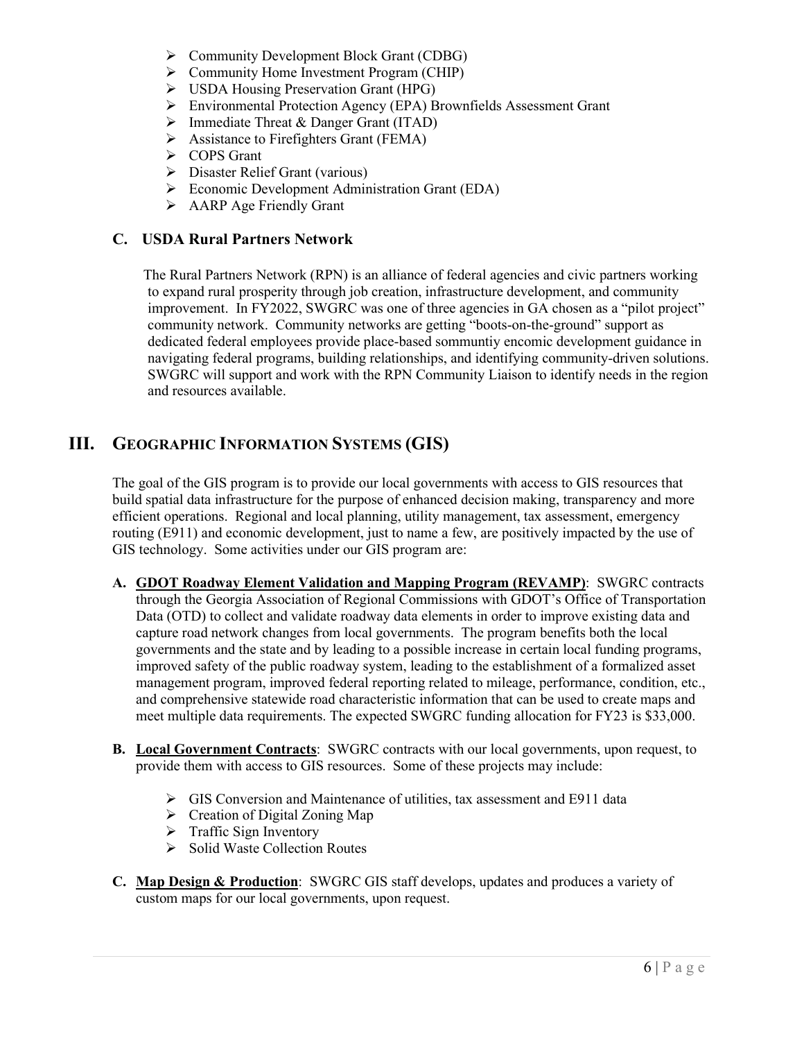- Community Development Block Grant (CDBG)
- Community Home Investment Program (CHIP)
- USDA Housing Preservation Grant (HPG)
- Environmental Protection Agency (EPA) Brownfields Assessment Grant
- Immediate Threat & Danger Grant (ITAD)
- Assistance to Firefighters Grant (FEMA)
- COPS Grant
- Disaster Relief Grant (various)
- Economic Development Administration Grant (EDA)
- AARP Age Friendly Grant

### C. USDA Rural Partners Network

The Rural Partners Network (RPN) is an alliance of federal agencies and civic partners working to expand rural prosperity through job creation, infrastructure development, and community improvement. In FY2022, SWGRC was one of three agencies in GA chosen as a "pilot project" community network. Community networks are getting "boots-on-the-ground" support as dedicated federal employees provide place-based sommuntiy encomic development guidance in navigating federal programs, building relationships, and identifying community-driven solutions. SWGRC will support and work with the RPN Community Liaison to identify needs in the region and resources available.

## III. GEOGRAPHIC INFORMATION SYSTEMS (GIS)

The goal of the GIS program is to provide our local governments with access to GIS resources that build spatial data infrastructure for the purpose of enhanced decision making, transparency and more efficient operations. Regional and local planning, utility management, tax assessment, emergency routing (E911) and economic development, just to name a few, are positively impacted by the use of GIS technology. Some activities under our GIS program are:

**A. GDOT Roadway Element Validation and Mapping Program (REVAMP)**: SWGRC contracts through the Georgia Association of Regional Commissions with GDOT's Office of Transportation Data (OTD) to collect and validate roadway data elements in order to improve existing data and capture road network changes from local governments. The program benefits both the local governments and the state and by leading to a possible increase in certain local funding programs, improved safety of the public roadway system, leading to the establishment of a formalized asset management program, improved federal reporting related to mileage, performance, condition, etc., and comprehensive statewide road characteristic information that can be used to create maps and meet multiple data requirements. The expected SWGRC funding allocation for FY23 is $33,000.

**B. Local Government Contracts**: SWGRC contracts with our local governments, upon request, to provide them with access to GIS resources. Some of these projects may include:

- GIS Conversion and Maintenance of utilities, tax assessment and E911 data
- Creation of Digital Zoning Map
- Traffic Sign Inventory
- Solid Waste Collection Routes

**C. Map Design & Production**: SWGRC GIS staff develops, updates and produces a variety of custom maps for our local governments, upon request.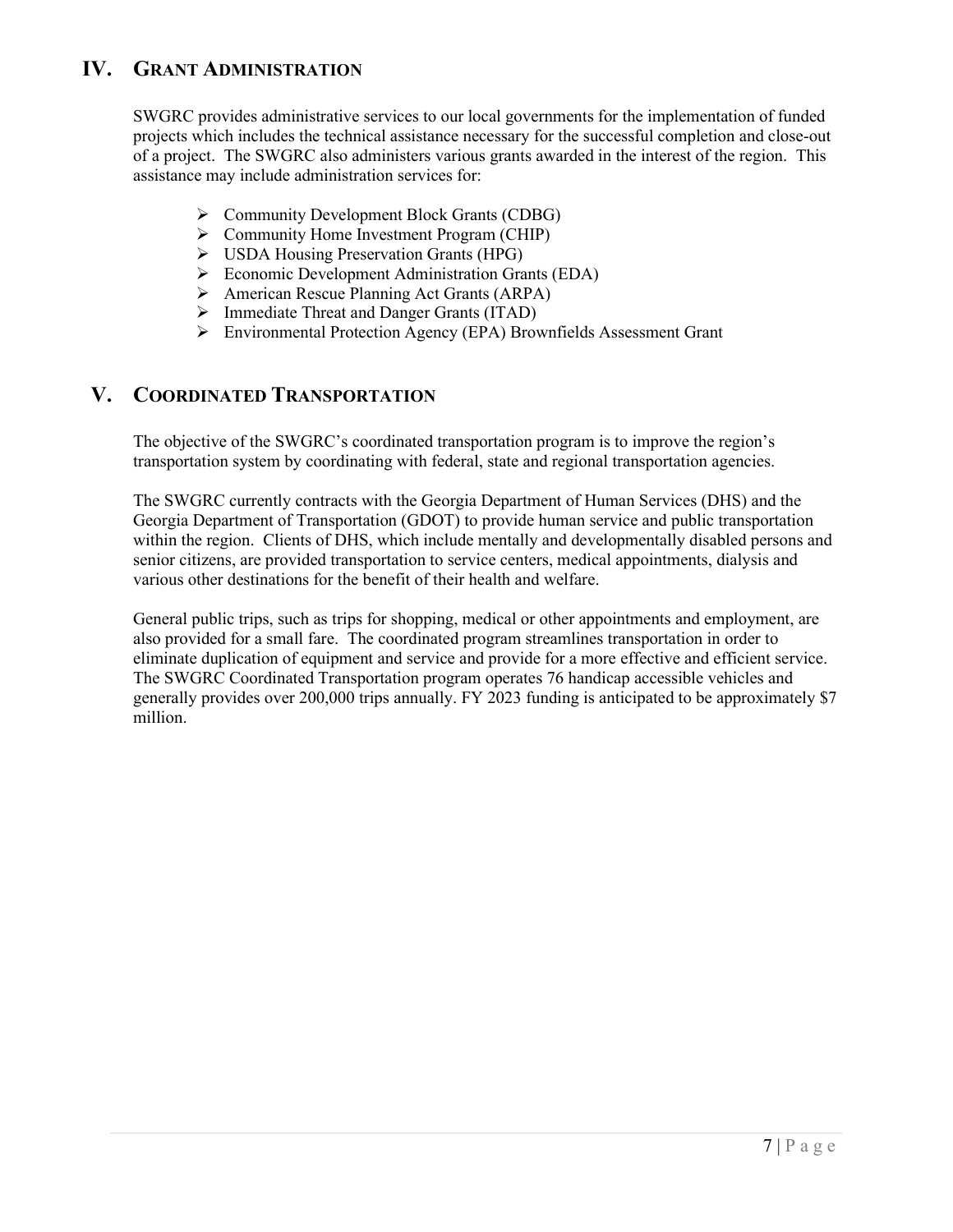## IV. Grant Administration

SWGRC provides administrative services to our local governments for the implementation of funded projects which includes the technical assistance necessary for the successful completion and close-out of a project. The SWGRC also administers various grants awarded in the interest of the region. This assistance may include administration services for:

- Community Development Block Grants (CDBG)
- Community Home Investment Program (CHIP)
- USDA Housing Preservation Grants (HPG)
- Economic Development Administration Grants (EDA)
- American Rescue Planning Act Grants (ARPA)
- Immediate Threat and Danger Grants (ITAD)
- Environmental Protection Agency (EPA) Brownfields Assessment Grant

## V. Coordinated Transportation

The objective of the SWGRC's coordinated transportation program is to improve the region's transportation system by coordinating with federal, state and regional transportation agencies.

The SWGRC currently contracts with the Georgia Department of Human Services (DHS) and the Georgia Department of Transportation (GDOT) to provide human service and public transportation within the region. Clients of DHS, which include mentally and developmentally disabled persons and senior citizens, are provided transportation to service centers, medical appointments, dialysis and various other destinations for the benefit of their health and welfare.

General public trips, such as trips for shopping, medical or other appointments and employment, are also provided for a small fare. The coordinated program streamlines transportation in order to eliminate duplication of equipment and service and provide for a more effective and efficient service. The SWGRC Coordinated Transportation program operates 76 handicap accessible vehicles and generally provides over 200,000 trips annually. FY 2023 funding is anticipated to be approximately $7 million.